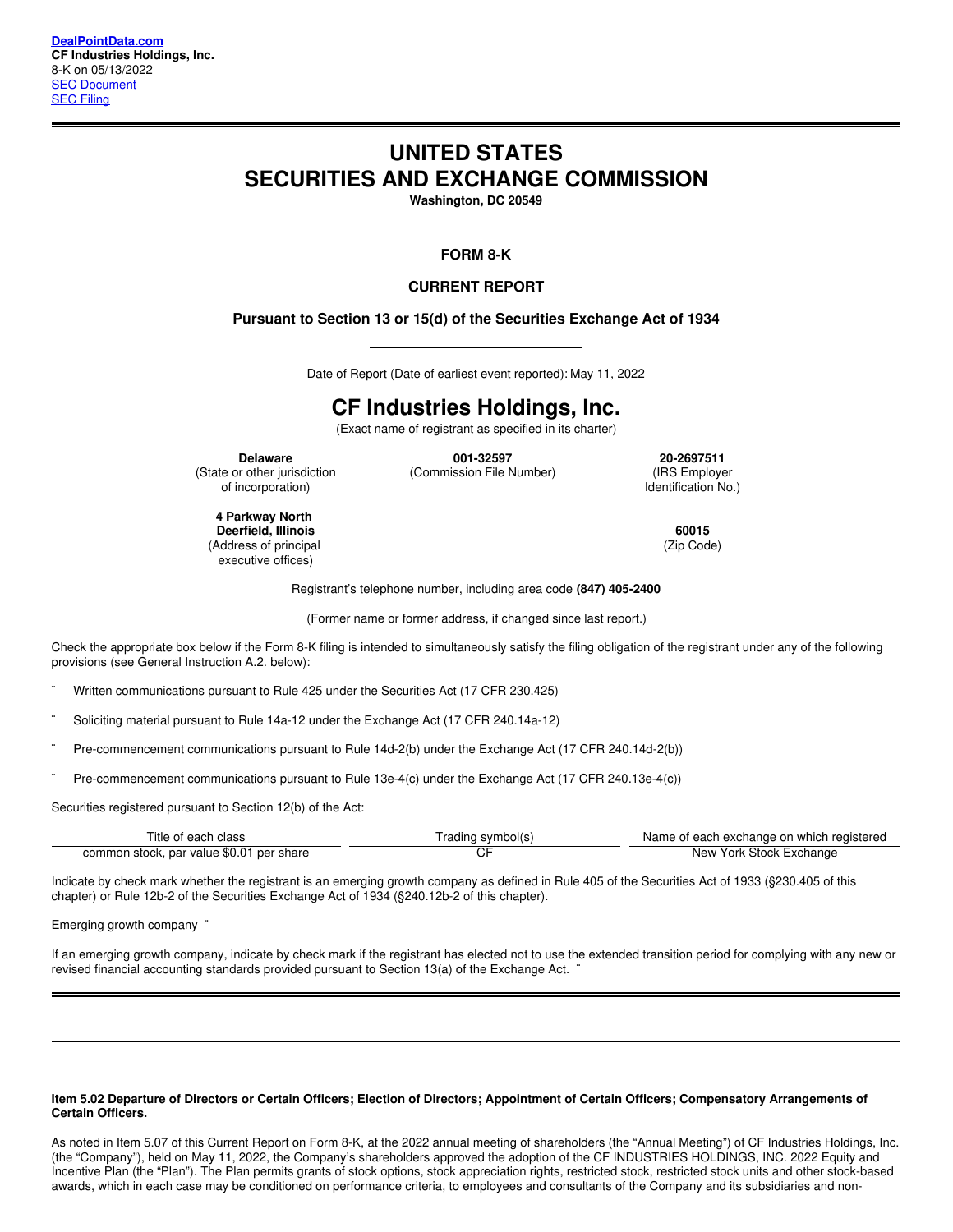DealPointData.com
**CF Industries Holdings, Inc.**
8-K on 05/13/2022
SEC Document
SEC Filing

# UNITED STATES
# SECURITIES AND EXCHANGE COMMISSION

**Washington, DC 20549**

### FORM 8-K

### CURRENT REPORT

**Pursuant to Section 13 or 15(d) of the Securities Exchange Act of 1934**

Date of Report (Date of earliest event reported): May 11, 2022

# CF Industries Holdings, Inc.

(Exact name of registrant as specified in its charter)

| **Delaware** | **001-32597** | **20-2697511** |
|---|---|---|
| (State or other jurisdiction of incorporation) | (Commission File Number) | (IRS Employer Identification No.) |

| **4 Parkway North Deerfield, Illinois** | **60015** |
|---|---|
| (Address of principal executive offices) | (Zip Code) |

Registrant's telephone number, including area code **(847) 405-2400**

(Former name or former address, if changed since last report.)

Check the appropriate box below if the Form 8-K filing is intended to simultaneously satisfy the filing obligation of the registrant under any of the following provisions (see General Instruction A.2. below):

¨ Written communications pursuant to Rule 425 under the Securities Act (17 CFR 230.425)

¨ Soliciting material pursuant to Rule 14a-12 under the Exchange Act (17 CFR 240.14a-12)

¨ Pre-commencement communications pursuant to Rule 14d-2(b) under the Exchange Act (17 CFR 240.14d-2(b))

¨ Pre-commencement communications pursuant to Rule 13e-4(c) under the Exchange Act (17 CFR 240.13e-4(c))

Securities registered pursuant to Section 12(b) of the Act:

| Title of each class | Trading symbol(s) | Name of each exchange on which registered |
|---|---|---|
| common stock, par value $0.01 per share | CF | New York Stock Exchange |

Indicate by check mark whether the registrant is an emerging growth company as defined in Rule 405 of the Securities Act of 1933 (§230.405 of this chapter) or Rule 12b-2 of the Securities Exchange Act of 1934 (§240.12b-2 of this chapter).

Emerging growth company ¨

If an emerging growth company, indicate by check mark if the registrant has elected not to use the extended transition period for complying with any new or revised financial accounting standards provided pursuant to Section 13(a) of the Exchange Act. ¨

**Item 5.02 Departure of Directors or Certain Officers; Election of Directors; Appointment of Certain Officers; Compensatory Arrangements of Certain Officers.**

As noted in Item 5.07 of this Current Report on Form 8-K, at the 2022 annual meeting of shareholders (the "Annual Meeting") of CF Industries Holdings, Inc. (the "Company"), held on May 11, 2022, the Company's shareholders approved the adoption of the CF INDUSTRIES HOLDINGS, INC. 2022 Equity and Incentive Plan (the "Plan"). The Plan permits grants of stock options, stock appreciation rights, restricted stock, restricted stock units and other stock-based awards, which in each case may be conditioned on performance criteria, to employees and consultants of the Company and its subsidiaries and non-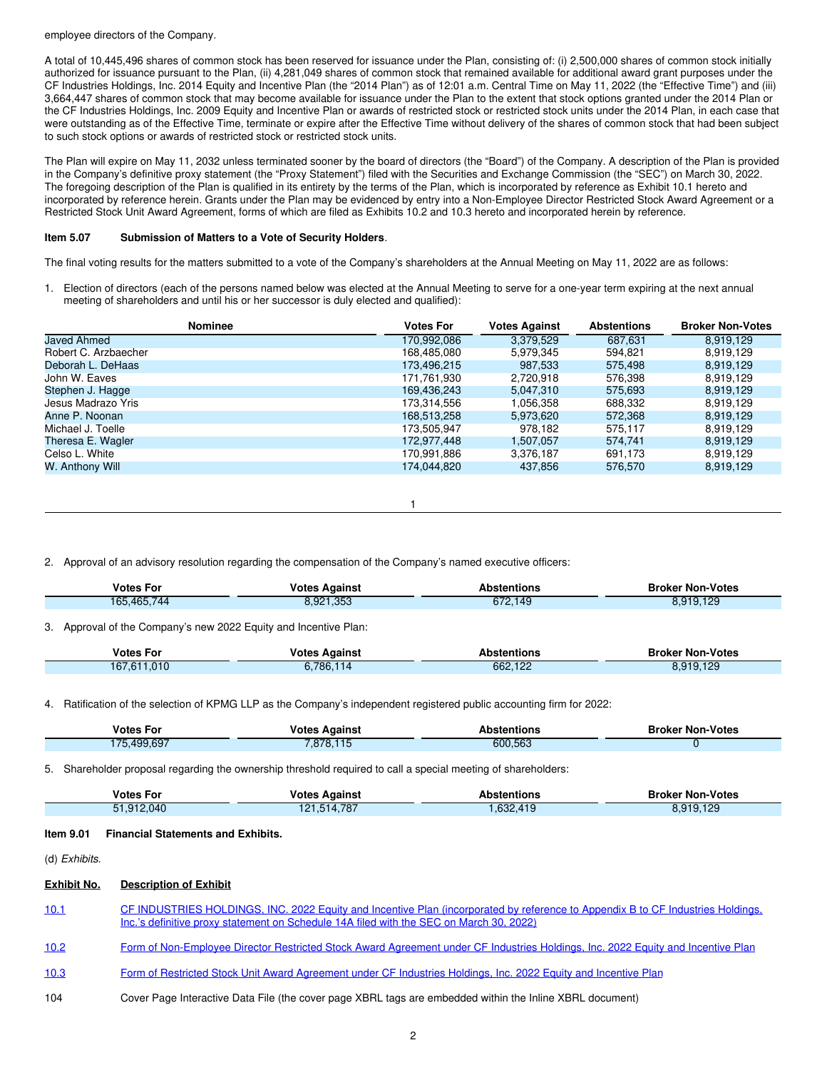employee directors of the Company.

A total of 10,445,496 shares of common stock has been reserved for issuance under the Plan, consisting of: (i) 2,500,000 shares of common stock initially authorized for issuance pursuant to the Plan, (ii) 4,281,049 shares of common stock that remained available for additional award grant purposes under the CF Industries Holdings, Inc. 2014 Equity and Incentive Plan (the "2014 Plan") as of 12:01 a.m. Central Time on May 11, 2022 (the "Effective Time") and (iii) 3,664,447 shares of common stock that may become available for issuance under the Plan to the extent that stock options granted under the 2014 Plan or the CF Industries Holdings, Inc. 2009 Equity and Incentive Plan or awards of restricted stock or restricted stock units under the 2014 Plan, in each case that were outstanding as of the Effective Time, terminate or expire after the Effective Time without delivery of the shares of common stock that had been subject to such stock options or awards of restricted stock or restricted stock units.

The Plan will expire on May 11, 2032 unless terminated sooner by the board of directors (the "Board") of the Company. A description of the Plan is provided in the Company's definitive proxy statement (the "Proxy Statement") filed with the Securities and Exchange Commission (the "SEC") on March 30, 2022. The foregoing description of the Plan is qualified in its entirety by the terms of the Plan, which is incorporated by reference as Exhibit 10.1 hereto and incorporated by reference herein. Grants under the Plan may be evidenced by entry into a Non-Employee Director Restricted Stock Award Agreement or a Restricted Stock Unit Award Agreement, forms of which are filed as Exhibits 10.2 and 10.3 hereto and incorporated herein by reference.

**Item 5.07 Submission of Matters to a Vote of Security Holders**.

The final voting results for the matters submitted to a vote of the Company's shareholders at the Annual Meeting on May 11, 2022 are as follows:

1. Election of directors (each of the persons named below was elected at the Annual Meeting to serve for a one-year term expiring at the next annual meeting of shareholders and until his or her successor is duly elected and qualified):

| Nominee | Votes For | Votes Against | Abstentions | Broker Non-Votes |
|---|---|---|---|---|
| Javed Ahmed | 170,992,086 | 3,379,529 | 687,631 | 8,919,129 |
| Robert C. Arzbaecher | 168,485,080 | 5,979,345 | 594,821 | 8,919,129 |
| Deborah L. DeHaas | 173,496,215 | 987,533 | 575,498 | 8,919,129 |
| John W. Eaves | 171,761,930 | 2,720,918 | 576,398 | 8,919,129 |
| Stephen J. Hagge | 169,436,243 | 5,047,310 | 575,693 | 8,919,129 |
| Jesus Madrazo Yris | 173,314,556 | 1,056,358 | 688,332 | 8,919,129 |
| Anne P. Noonan | 168,513,258 | 5,973,620 | 572,368 | 8,919,129 |
| Michael J. Toelle | 173,505,947 | 978,182 | 575,117 | 8,919,129 |
| Theresa E. Wagler | 172,977,448 | 1,507,057 | 574,741 | 8,919,129 |
| Celso L. White | 170,991,886 | 3,376,187 | 691,173 | 8,919,129 |
| W. Anthony Will | 174,044,820 | 437,856 | 576,570 | 8,919,129 |

2. Approval of an advisory resolution regarding the compensation of the Company's named executive officers:

| Votes For | Votes Against | Abstentions | Broker Non-Votes |
|---|---|---|---|
| 165,465,744 | 8,921,353 | 672,149 | 8,919,129 |

3. Approval of the Company's new 2022 Equity and Incentive Plan:

| Votes For | Votes Against | Abstentions | Broker Non-Votes |
|---|---|---|---|
| 167,611,010 | 6,786,114 | 662,122 | 8,919,129 |

4. Ratification of the selection of KPMG LLP as the Company's independent registered public accounting firm for 2022:

| Votes For | Votes Against | Abstentions | Broker Non-Votes |
|---|---|---|---|
| 175,499,697 | 7,878,115 | 600,563 | 0 |

5. Shareholder proposal regarding the ownership threshold required to call a special meeting of shareholders:

| Votes For | Votes Against | Abstentions | Broker Non-Votes |
|---|---|---|---|
| 51,912,040 | 121,514,787 | 1,632,419 | 8,919,129 |

**Item 9.01 Financial Statements and Exhibits.**

(d) *Exhibits.*

| Exhibit No. | Description of Exhibit |
|---|---|
| 10.1 | CF INDUSTRIES HOLDINGS, INC. 2022 Equity and Incentive Plan (incorporated by reference to Appendix B to CF Industries Holdings, Inc.'s definitive proxy statement on Schedule 14A filed with the SEC on March 30, 2022) |
| 10.2 | Form of Non-Employee Director Restricted Stock Award Agreement under CF Industries Holdings, Inc. 2022 Equity and Incentive Plan |
| 10.3 | Form of Restricted Stock Unit Award Agreement under CF Industries Holdings, Inc. 2022 Equity and Incentive Plan |
| 104 | Cover Page Interactive Data File (the cover page XBRL tags are embedded within the Inline XBRL document) |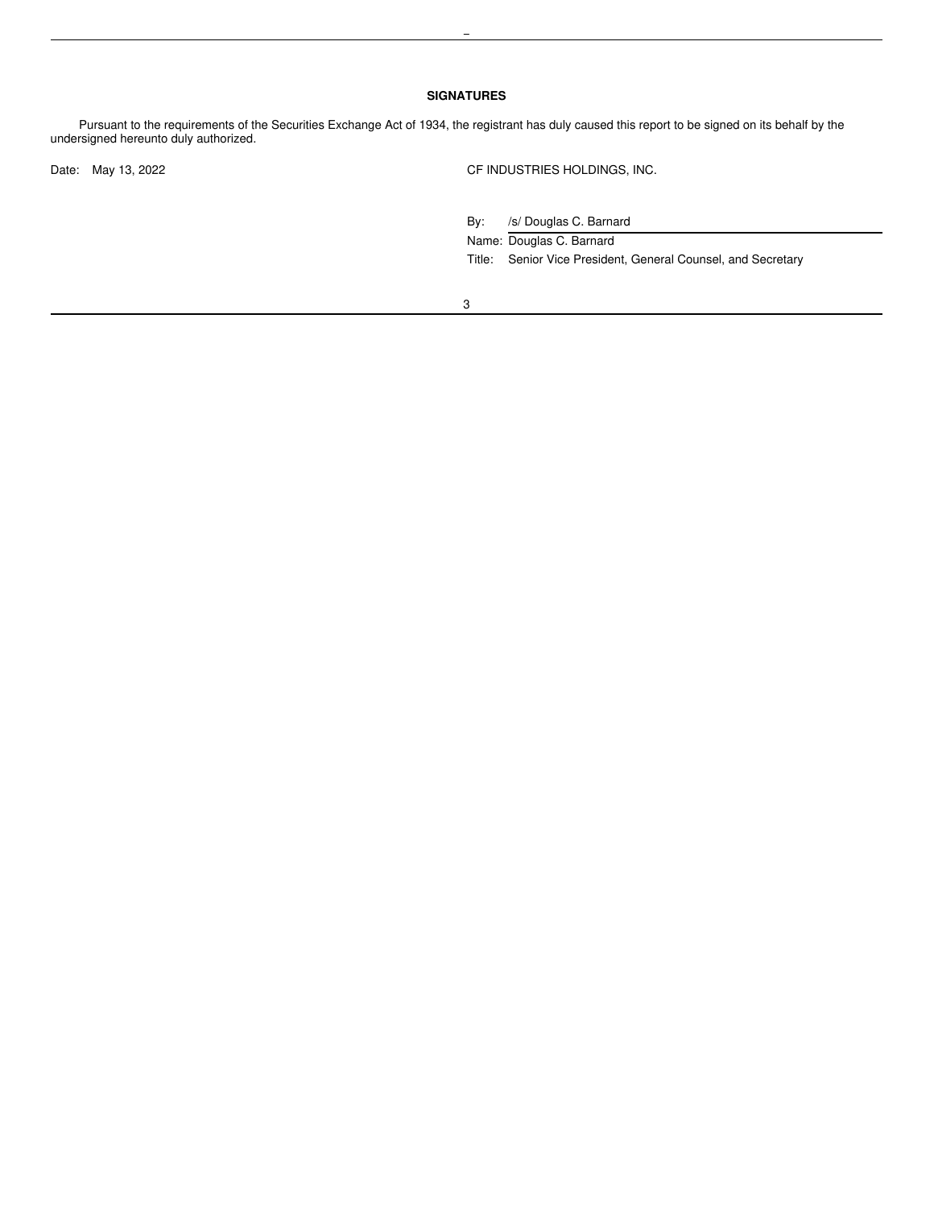## SIGNATURES

Pursuant to the requirements of the Securities Exchange Act of 1934, the registrant has duly caused this report to be signed on its behalf by the undersigned hereunto duly authorized.

| | |
|---|---|
| Date: May 13, 2022 | CF INDUSTRIES HOLDINGS, INC. |
| | By: /s/ Douglas C. Barnard |
| | Name: Douglas C. Barnard |
| | Title: Senior Vice President, General Counsel, and Secretary |